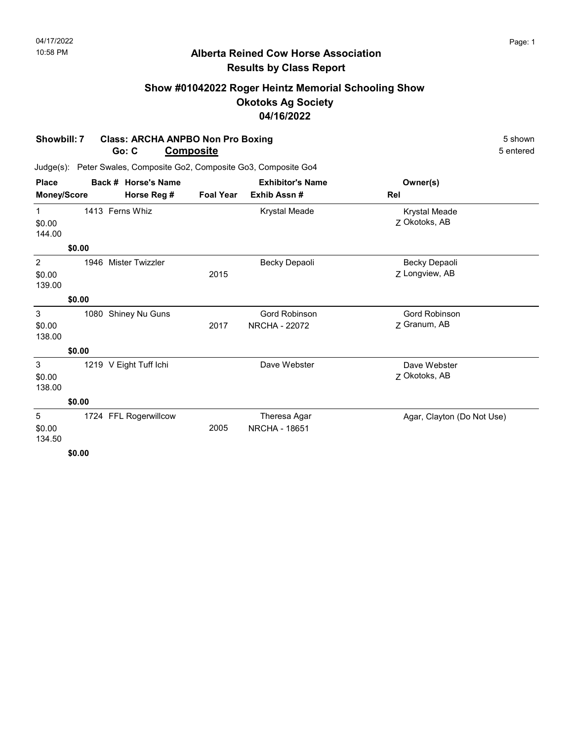# Alberta Reined Cow Horse Association
## Results by Class Report

## Show #01042022 Roger Heintz Memorial Schooling Show
## Okotoks Ag Society
## 04/16/2022

**Showbill: 7 Class: ARCHA ANPBO Non Pro Boxing** — 5 shown
**Go: C Composite** — 5 entered

Judge(s): Peter Swales, Composite Go2, Composite Go3, Composite Go4

| Place / Money/Score | Back # | Horse's Name / Horse Reg # | Foal Year | Exhibitor's Name / Exhib Assn # | Rel | Owner(s) |
|---|---|---|---|---|---|---|
| 1<br>$0.00<br>144.00<br>$0.00 | 1413 | Ferns Whiz | | Krystal Meade | Z | Krystal Meade<br>Okotoks, AB |
| 2<br>$0.00<br>139.00<br>$0.00 | 1946 | Mister Twizzler | 2015 | Becky Depaoli | Z | Becky Depaoli<br>Longview, AB |
| 3<br>$0.00<br>138.00<br>$0.00 | 1080 | Shiney Nu Guns | 2017 | Gord Robinson<br>NRCHA - 22072 | Z | Gord Robinson<br>Granum, AB |
| 3<br>$0.00<br>138.00<br>$0.00 | 1219 | V Eight Tuff Ichi | | Dave Webster | Z | Dave Webster<br>Okotoks, AB |
| 5<br>$0.00<br>134.50<br>$0.00 | 1724 | FFL Rogerwillcow | 2005 | Theresa Agar<br>NRCHA - 18651 | | Agar, Clayton (Do Not Use) |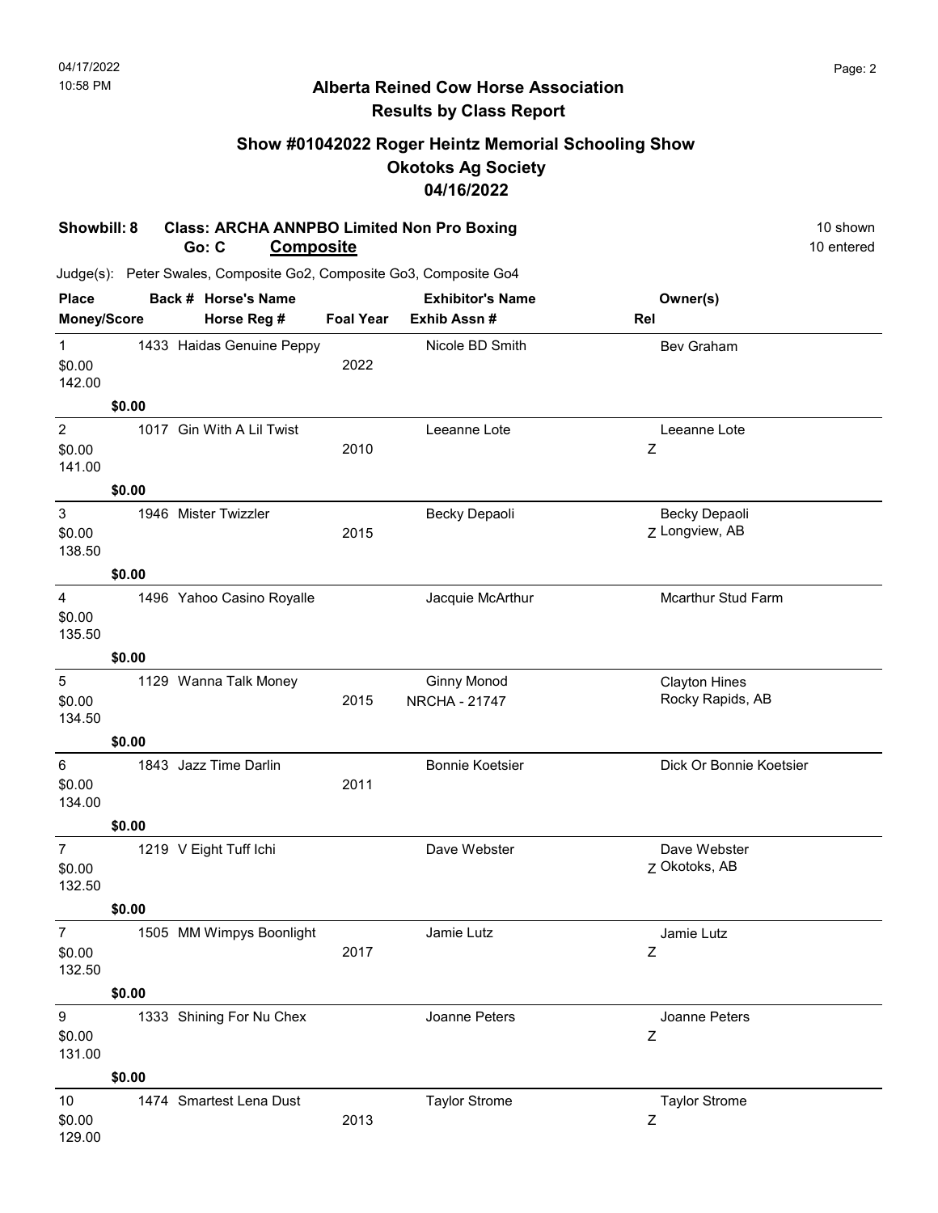## Alberta Reined Cow Horse Association
## Results by Class Report

### Show #01042022 Roger Heintz Memorial Schooling Show
### Okotoks Ag Society
### 04/16/2022

**Showbill: 8 Class: ARCHA ANNPBO Limited Non Pro Boxing** 10 shown
**Go: C Composite** 10 entered

Judge(s): Peter Swales, Composite Go2, Composite Go3, Composite Go4

| Place / Money / Score | Back # | Horse's Name / Horse Reg # | Foal Year | Exhibitor's Name / Exhib Assn # | Rel | Owner(s) |
|---|---|---|---|---|---|---|
| 1 / $0.00 / 142.00 / **$0.00** | 1433 | Haidas Genuine Peppy | 2022 | Nicole BD Smith | | Bev Graham |
| 2 / $0.00 / 141.00 / **$0.00** | 1017 | Gin With A Lil Twist | 2010 | Leeanne Lote | Z | Leeanne Lote |
| 3 / $0.00 / 138.50 / **$0.00** | 1946 | Mister Twizzler | 2015 | Becky Depaoli | Z | Becky Depaoli, Longview, AB |
| 4 / $0.00 / 135.50 / **$0.00** | 1496 | Yahoo Casino Royalle | | Jacquie McArthur | | Mcarthur Stud Farm |
| 5 / $0.00 / 134.50 / **$0.00** | 1129 | Wanna Talk Money | 2015 | Ginny Monod / NRCHA - 21747 | | Clayton Hines, Rocky Rapids, AB |
| 6 / $0.00 / 134.00 / **$0.00** | 1843 | Jazz Time Darlin | 2011 | Bonnie Koetsier | | Dick Or Bonnie Koetsier |
| 7 / $0.00 / 132.50 / **$0.00** | 1219 | V Eight Tuff Ichi | | Dave Webster | Z | Dave Webster, Okotoks, AB |
| 7 / $0.00 / 132.50 / **$0.00** | 1505 | MM Wimpys Boonlight | 2017 | Jamie Lutz | Z | Jamie Lutz |
| 9 / $0.00 / 131.00 / **$0.00** | 1333 | Shining For Nu Chex | | Joanne Peters | Z | Joanne Peters |
| 10 / $0.00 / 129.00 | 1474 | Smartest Lena Dust | 2013 | Taylor Strome | Z | Taylor Strome |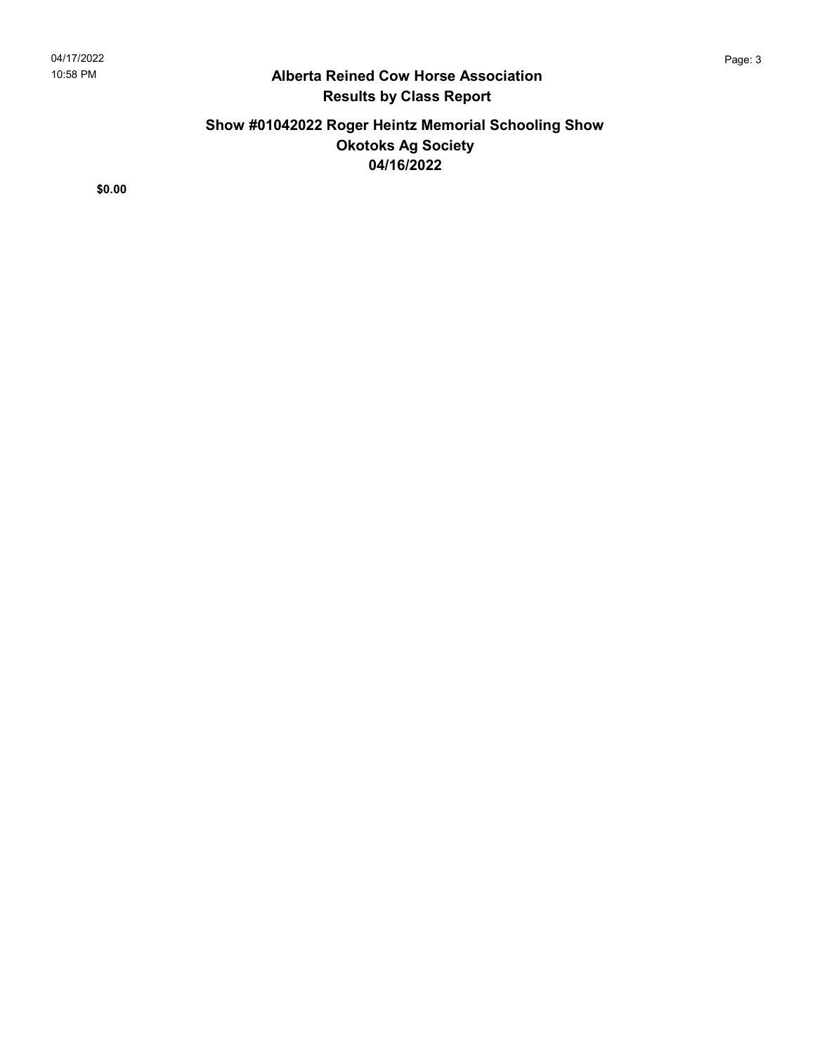**$0.00**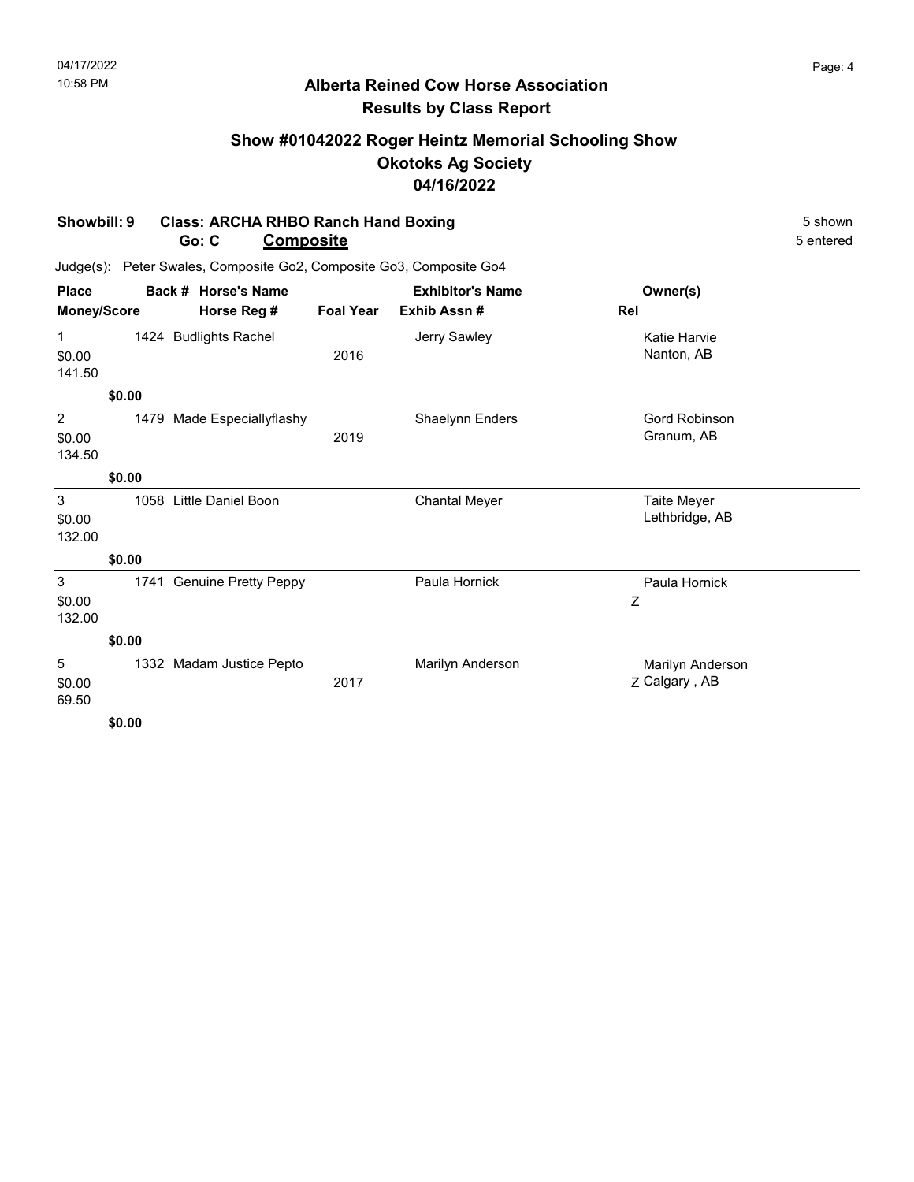# Alberta Reined Cow Horse Association
## Results by Class Report

## Show #01042022 Roger Heintz Memorial Schooling Show
### Okotoks Ag Society
### 04/16/2022

**Showbill: 9** **Class: ARCHA RHBO Ranch Hand Boxing** 5 shown
**Go: C** **Composite** 5 entered

Judge(s): Peter Swales, Composite Go2, Composite Go3, Composite Go4

| Place / Money/Score | Back # | Horse's Name / Horse Reg # | Foal Year | Exhibitor's Name / Exhib Assn # | Rel | Owner(s) |
|---|---|---|---|---|---|---|
| 1 / $0.00 / 141.50 / $0.00 | 1424 | Budlights Rachel | 2016 | Jerry Sawley | | Katie Harvie, Nanton, AB |
| 2 / $0.00 / 134.50 / $0.00 | 1479 | Made Especiallyflashy | 2019 | Shaelynn Enders | | Gord Robinson, Granum, AB |
| 3 / $0.00 / 132.00 / $0.00 | 1058 | Little Daniel Boon | | Chantal Meyer | | Taite Meyer, Lethbridge, AB |
| 3 / $0.00 / 132.00 / $0.00 | 1741 | Genuine Pretty Peppy | | Paula Hornick | Z | Paula Hornick |
| 5 / $0.00 / 69.50 / $0.00 | 1332 | Madam Justice Pepto | 2017 | Marilyn Anderson | Z | Marilyn Anderson, Calgary , AB |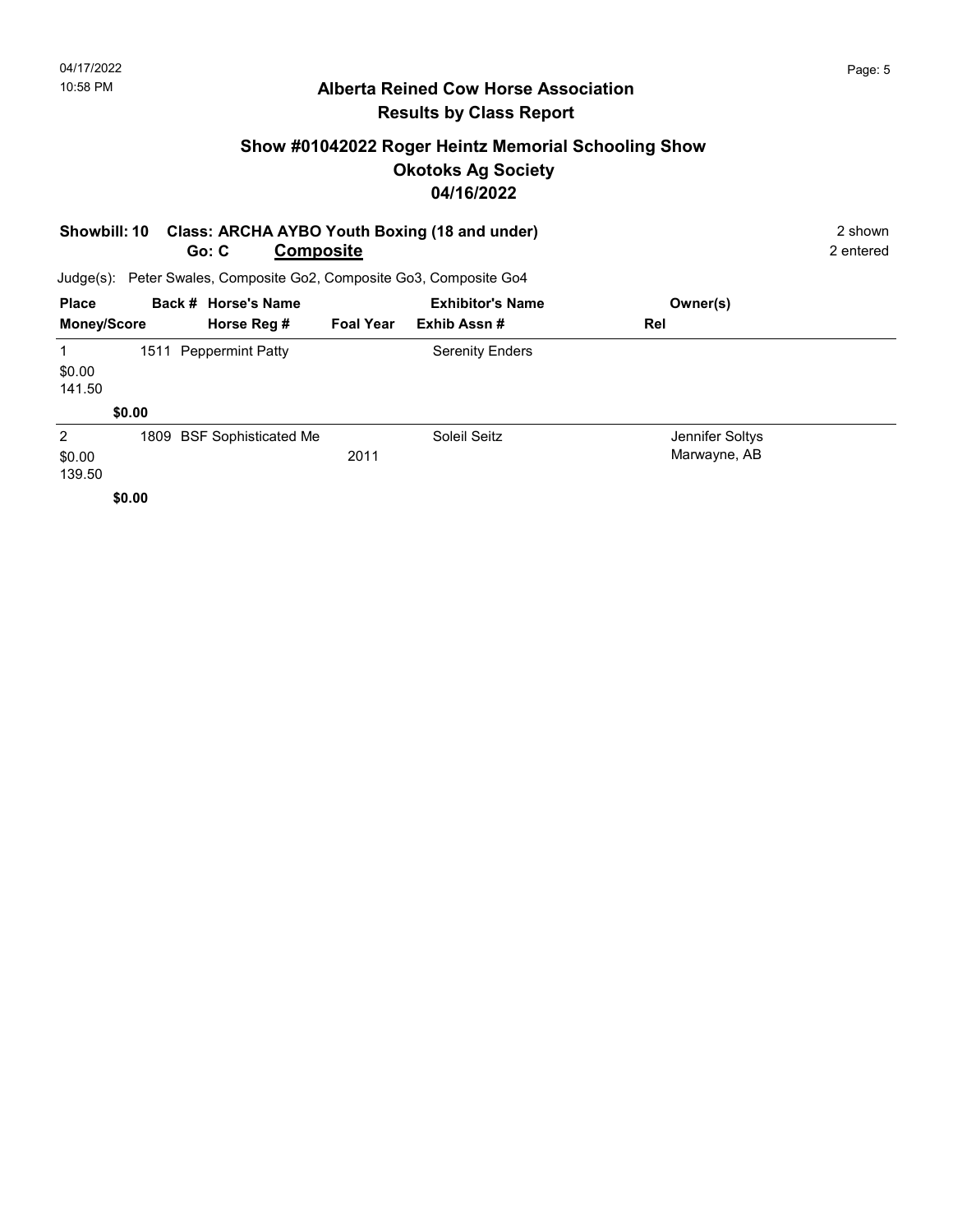## Alberta Reined Cow Horse Association
## Results by Class Report

### Show #01042022 Roger Heintz Memorial Schooling Show
### Okotoks Ag Society
### 04/16/2022

**Showbill: 10 Class: ARCHA AYBO Youth Boxing (18 and under)** 2 shown
**Go: C Composite** 2 entered

Judge(s): Peter Swales, Composite Go2, Composite Go3, Composite Go4

| Place / Money/Score | Back # | Horse's Name / Horse Reg # | Foal Year | Exhibitor's Name / Exhib Assn # | Owner(s) / Rel |
|---|---|---|---|---|---|
| 1<br>$0.00<br>141.50<br>**$0.00** | 1511 | Peppermint Patty | | Serenity Enders | |
| 2<br>$0.00<br>139.50<br>**$0.00** | 1809 | BSF Sophisticated Me | 2011 | Soleil Seitz | Jennifer Soltys<br>Marwayne, AB |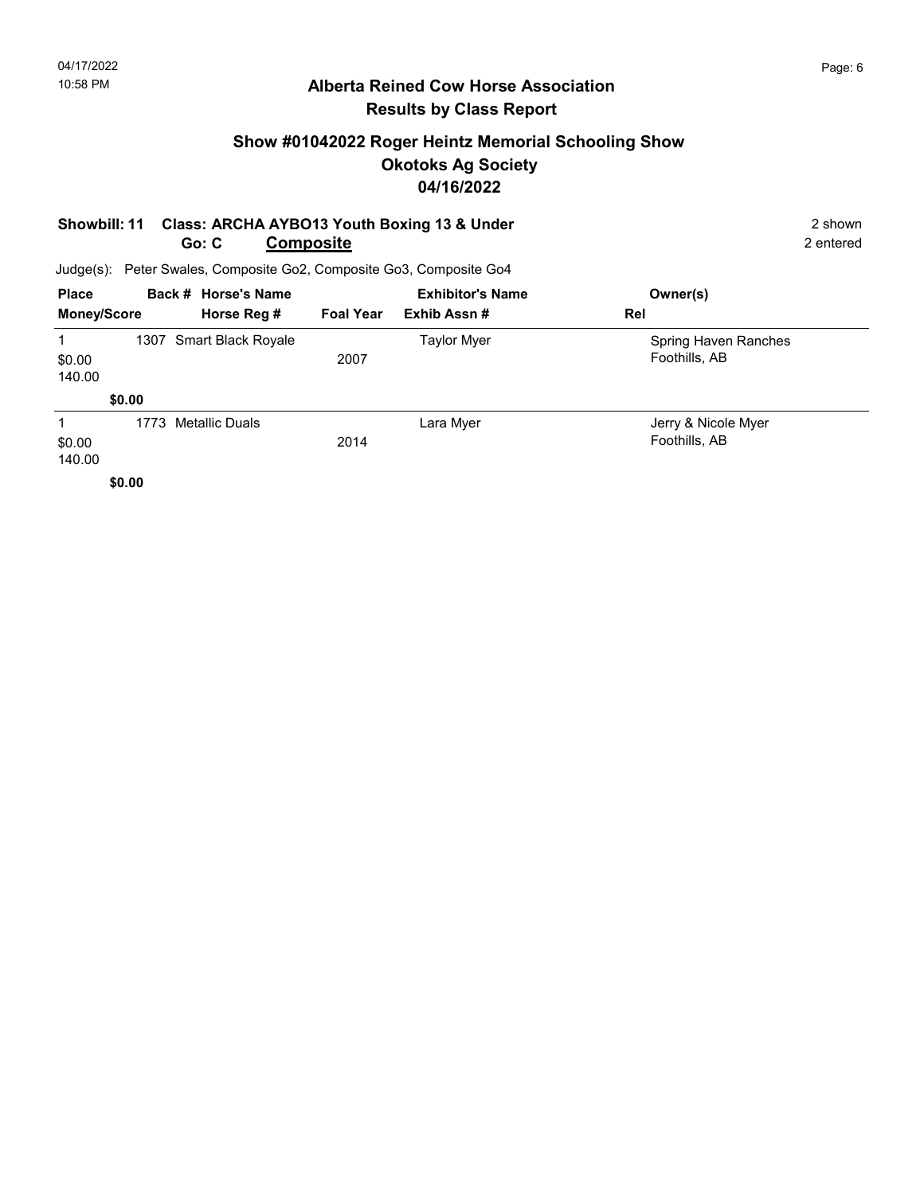## Alberta Reined Cow Horse Association
## Results by Class Report

### Show #01042022 Roger Heintz Memorial Schooling Show
### Okotoks Ag Society
### 04/16/2022

**Showbill: 11 Class: ARCHA AYBO13 Youth Boxing 13 & Under** — 2 shown
**Go: C Composite** — 2 entered

Judge(s): Peter Swales, Composite Go2, Composite Go3, Composite Go4

| Place / Money/Score | Back # | Horse's Name / Horse Reg # | Foal Year | Exhibitor's Name / Exhib Assn # | Owner(s) / Rel |
|---|---|---|---|---|---|
| 1<br>$0.00<br>140.00<br>**$0.00** | 1307 | Smart Black Royale | 2007 | Taylor Myer | Spring Haven Ranches<br>Foothills, AB |
| 1<br>$0.00<br>140.00<br>**$0.00** | 1773 | Metallic Duals | 2014 | Lara Myer | Jerry & Nicole Myer<br>Foothills, AB |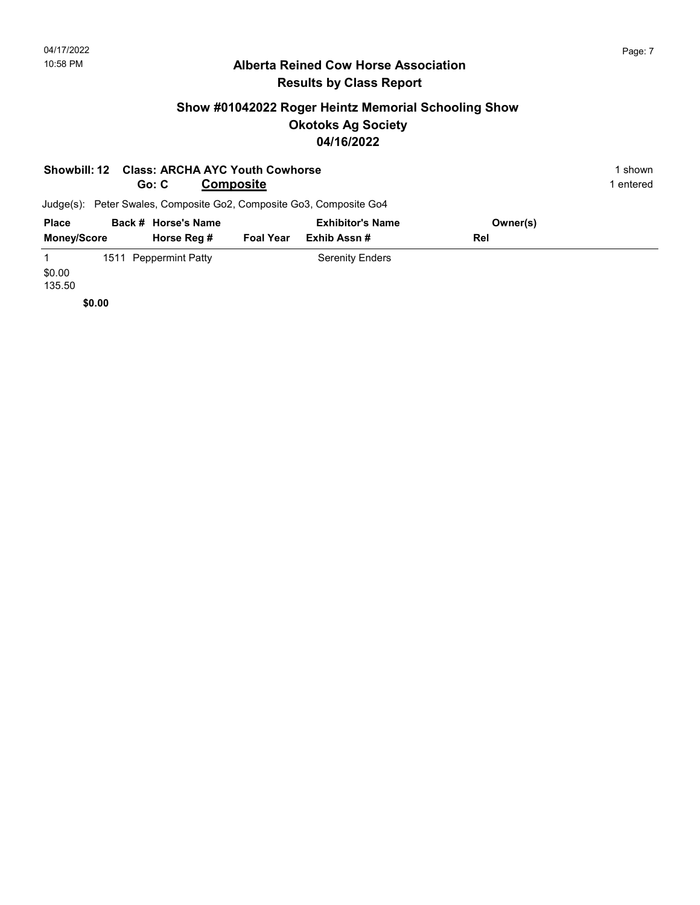## Alberta Reined Cow Horse Association
## Results by Class Report

### Show #01042022 Roger Heintz Memorial Schooling Show
### Okotoks Ag Society
### 04/16/2022

**Showbill: 12 Class: ARCHA AYC Youth Cowhorse** — 1 shown

**Go: C Composite** — 1 entered

Judge(s): Peter Swales, Composite Go2, Composite Go3, Composite Go4

| Place<br>Money/Score | Back # | Horse's Name<br>Horse Reg # | Foal Year | Exhibitor's Name<br>Exhib Assn # | Owner(s)<br>Rel |
|---|---|---|---|---|---|
| 1<br>$0.00<br>135.50 | 1511 | Peppermint Patty | | Serenity Enders | |

**$0.00**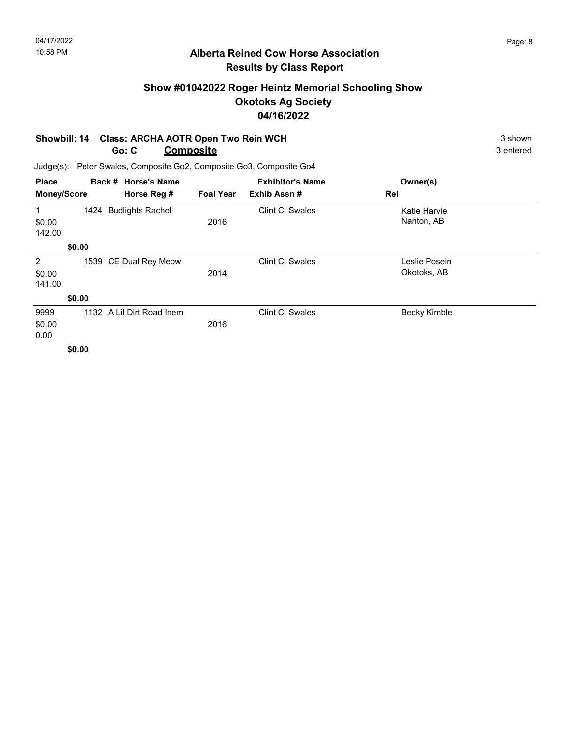## Alberta Reined Cow Horse Association
## Results by Class Report

### Show #01042022 Roger Heintz Memorial Schooling Show
### Okotoks Ag Society
### 04/16/2022

**Showbill: 14 Class: ARCHA AOTR Open Two Rein WCH** — 3 shown
**Go: C Composite** — 3 entered

Judge(s): Peter Swales, Composite Go2, Composite Go3, Composite Go4

| Place / Money/Score | Back # | Horse's Name / Horse Reg # | Foal Year | Exhibitor's Name / Exhib Assn # | Owner(s) / Rel |
|---|---|---|---|---|---|
| 1<br>$0.00<br>142.00<br>$0.00 | 1424 | Budlights Rachel | 2016 | Clint C. Swales | Katie Harvie<br>Nanton, AB |
| 2<br>$0.00<br>141.00<br>$0.00 | 1539 | CE Dual Rey Meow | 2014 | Clint C. Swales | Leslie Posein<br>Okotoks, AB |
| 9999<br>$0.00<br>0.00<br>$0.00 | 1132 | A Lil Dirt Road Inem | 2016 | Clint C. Swales | Becky Kimble |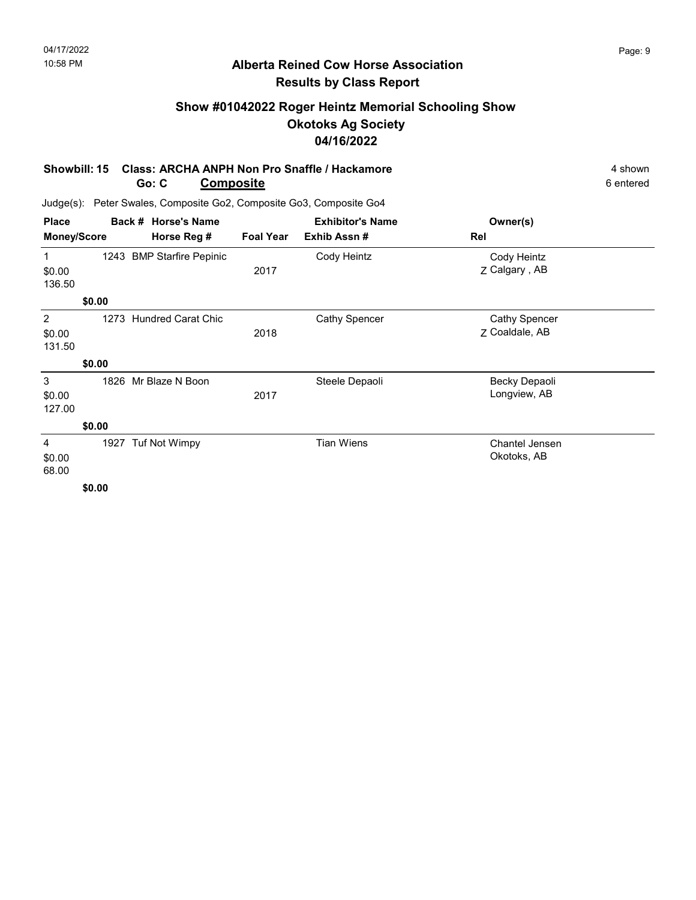## Alberta Reined Cow Horse Association
## Results by Class Report

### Show #01042022 Roger Heintz Memorial Schooling Show
### Okotoks Ag Society
### 04/16/2022

**Showbill: 15 Class: ARCHA ANPH Non Pro Snaffle / Hackamore** — 4 shown
**Go: C Composite** — 6 entered

Judge(s): Peter Swales, Composite Go2, Composite Go3, Composite Go4

| Place / Money/Score | Back # | Horse's Name / Horse Reg # | Foal Year | Exhibitor's Name / Exhib Assn # | Rel | Owner(s) |
|---|---|---|---|---|---|---|
| 1 / $0.00 / 136.50 | 1243 | BMP Starfire Pepinic | 2017 | Cody Heintz | Z | Cody Heintz, Calgary , AB |
| $0.00 | | | | | | |
| 2 / $0.00 / 131.50 | 1273 | Hundred Carat Chic | 2018 | Cathy Spencer | Z | Cathy Spencer, Coaldale, AB |
| $0.00 | | | | | | |
| 3 / $0.00 / 127.00 | 1826 | Mr Blaze N Boon | 2017 | Steele Depaoli | | Becky Depaoli, Longview, AB |
| $0.00 | | | | | | |
| 4 / $0.00 / 68.00 | 1927 | Tuf Not Wimpy | | Tian Wiens | | Chantel Jensen, Okotoks, AB |
| $0.00 | | | | | | |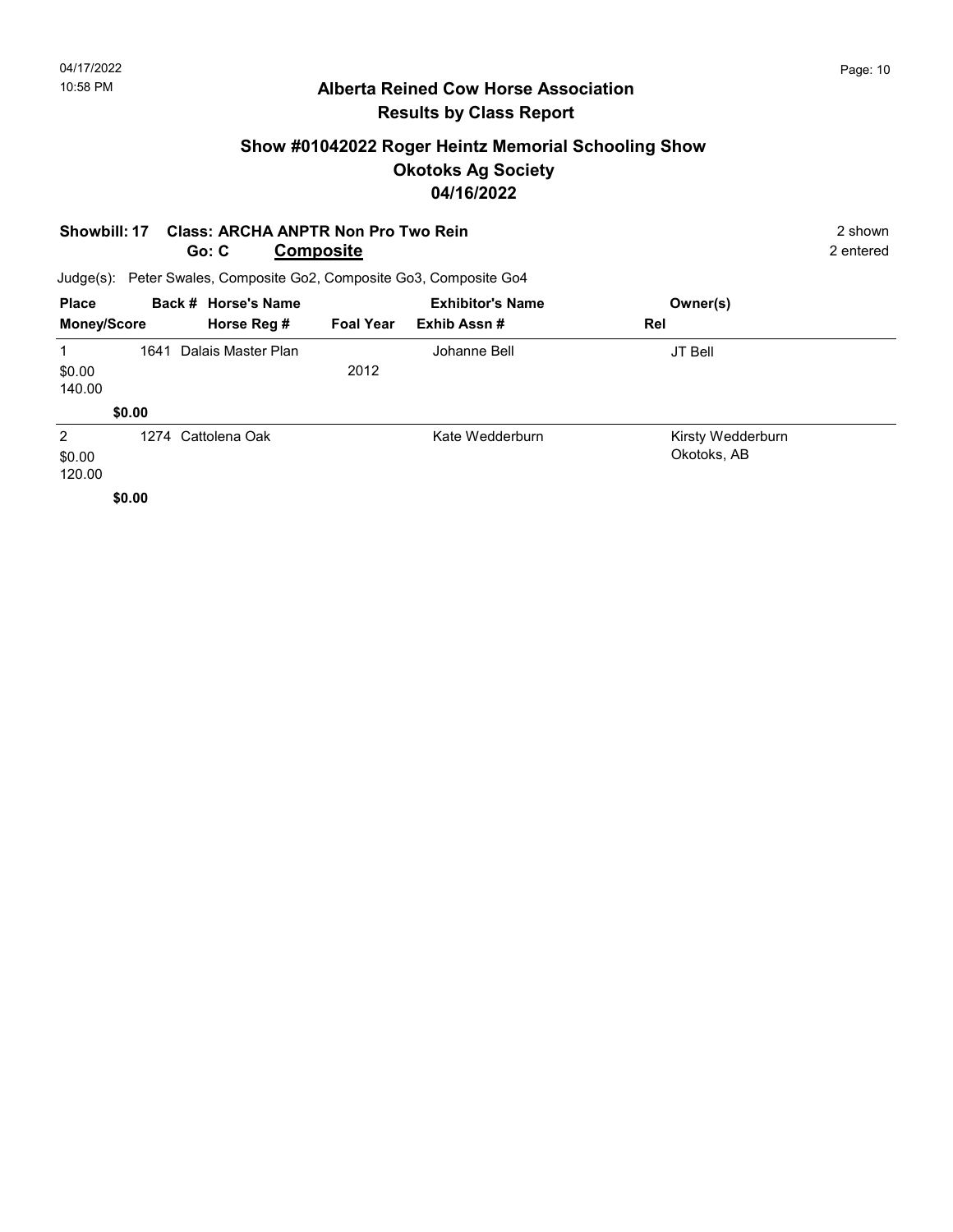## Alberta Reined Cow Horse Association
## Results by Class Report

### Show #01042022 Roger Heintz Memorial Schooling Show
### Okotoks Ag Society
### 04/16/2022

**Showbill: 17 Class: ARCHA ANPTR Non Pro Two Rein** — 2 shown

**Go: C Composite** — 2 entered

Judge(s): Peter Swales, Composite Go2, Composite Go3, Composite Go4

| Place / Money/Score | Back # | Horse's Name / Horse Reg # | Foal Year | Exhibitor's Name / Exhib Assn # | Owner(s) / Rel |
|---|---|---|---|---|---|
| 1<br>$0.00<br>140.00<br>**$0.00** | 1641 | Dalais Master Plan | 2012 | Johanne Bell | JT Bell |
| 2<br>$0.00<br>120.00<br>**$0.00** | 1274 | Cattolena Oak | | Kate Wedderburn | Kirsty Wedderburn<br>Okotoks, AB |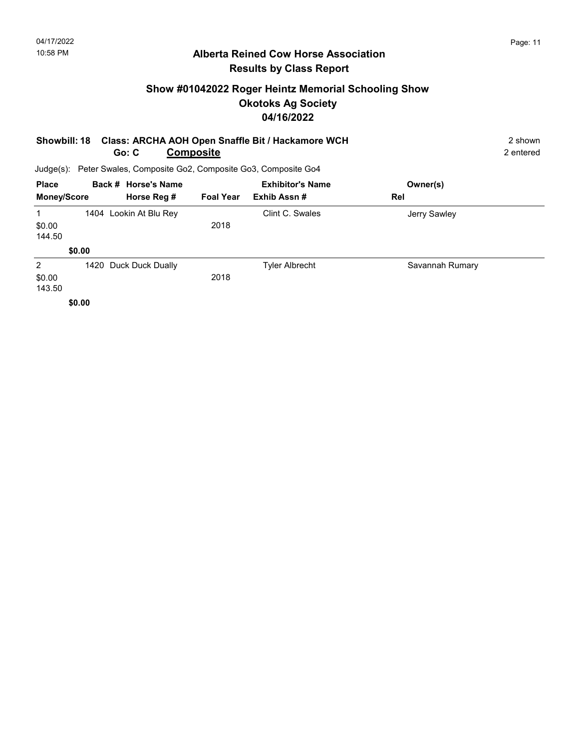# Alberta Reined Cow Horse Association

## Results by Class Report

## Show #01042022 Roger Heintz Memorial Schooling Show
## Okotoks Ag Society
## 04/16/2022

**Showbill: 18 Class: ARCHA AOH Open Snaffle Bit / Hackamore WCH** — 2 shown
**Go: C Composite** — 2 entered

Judge(s): Peter Swales, Composite Go2, Composite Go3, Composite Go4

| Place / Money/Score | Back # | Horse's Name / Horse Reg # | Foal Year | Exhibitor's Name / Exhib Assn # | Owner(s) / Rel |
|---|---|---|---|---|---|
| 1<br>$0.00<br>144.50<br>**$0.00** | 1404 | Lookin At Blu Rey | 2018 | Clint C. Swales | Jerry Sawley |
| 2<br>$0.00<br>143.50<br>**$0.00** | 1420 | Duck Duck Dually | 2018 | Tyler Albrecht | Savannah Rumary |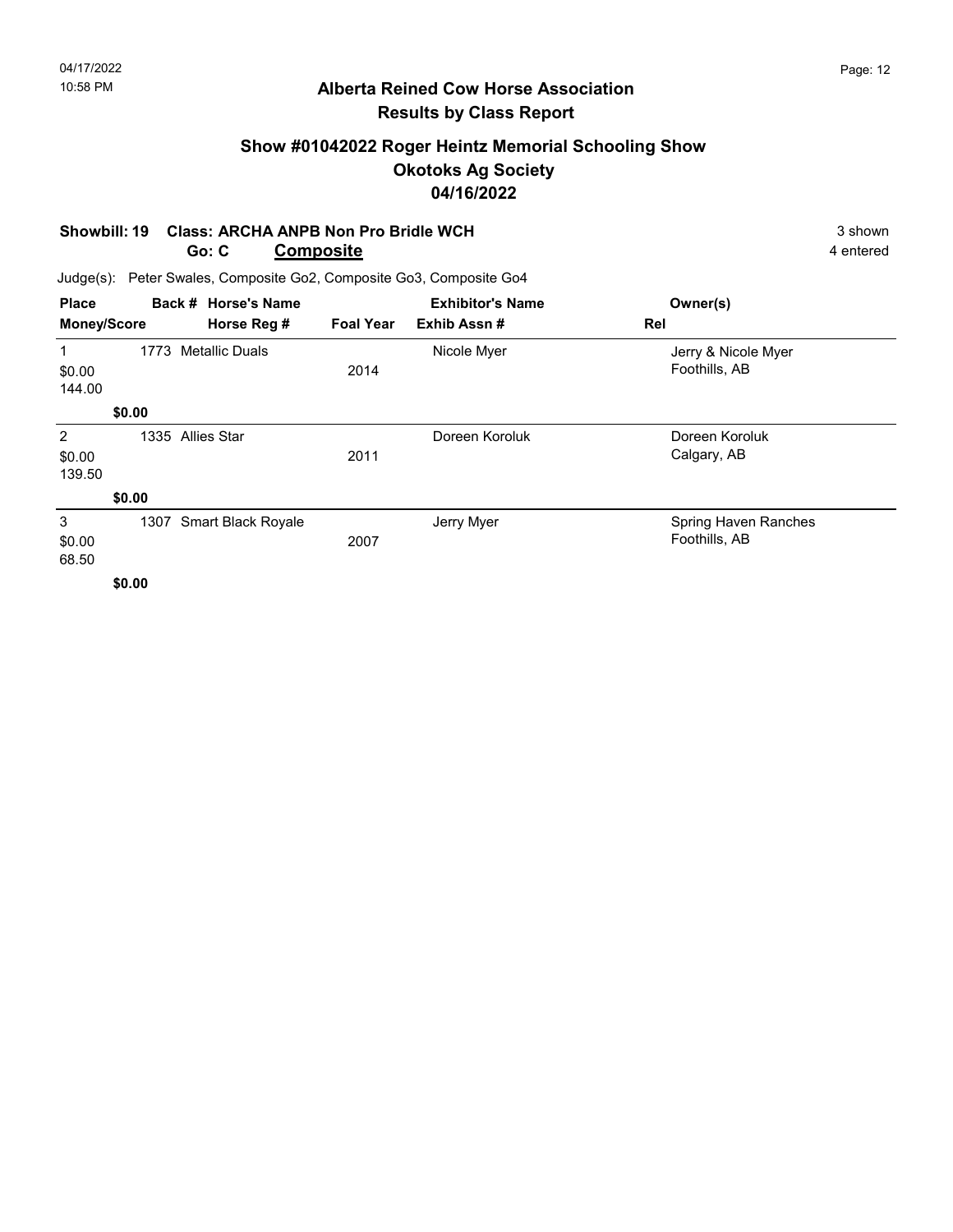## Alberta Reined Cow Horse Association
## Results by Class Report

### Show #01042022 Roger Heintz Memorial Schooling Show
### Okotoks Ag Society
### 04/16/2022

**Showbill: 19 Class: ARCHA ANPB Non Pro Bridle WCH** — 3 shown

**Go: C Composite** — 4 entered

Judge(s): Peter Swales, Composite Go2, Composite Go3, Composite Go4

| Place | Back # | Horse's Name | Foal Year | Exhibitor's Name | Owner(s) |
|---|---|---|---|---|---|
| Money/Score | | Horse Reg # | | Exhib Assn # | Rel |
| 1<br>$0.00<br>144.00 | 1773 | Metallic Duals | 2014 | Nicole Myer | Jerry & Nicole Myer<br>Foothills, AB |
| **$0.00** | | | | | |
| 2<br>$0.00<br>139.50 | 1335 | Allies Star | 2011 | Doreen Koroluk | Doreen Koroluk<br>Calgary, AB |
| **$0.00** | | | | | |
| 3<br>$0.00<br>68.50 | 1307 | Smart Black Royale | 2007 | Jerry Myer | Spring Haven Ranches<br>Foothills, AB |
| **$0.00** | | | | | |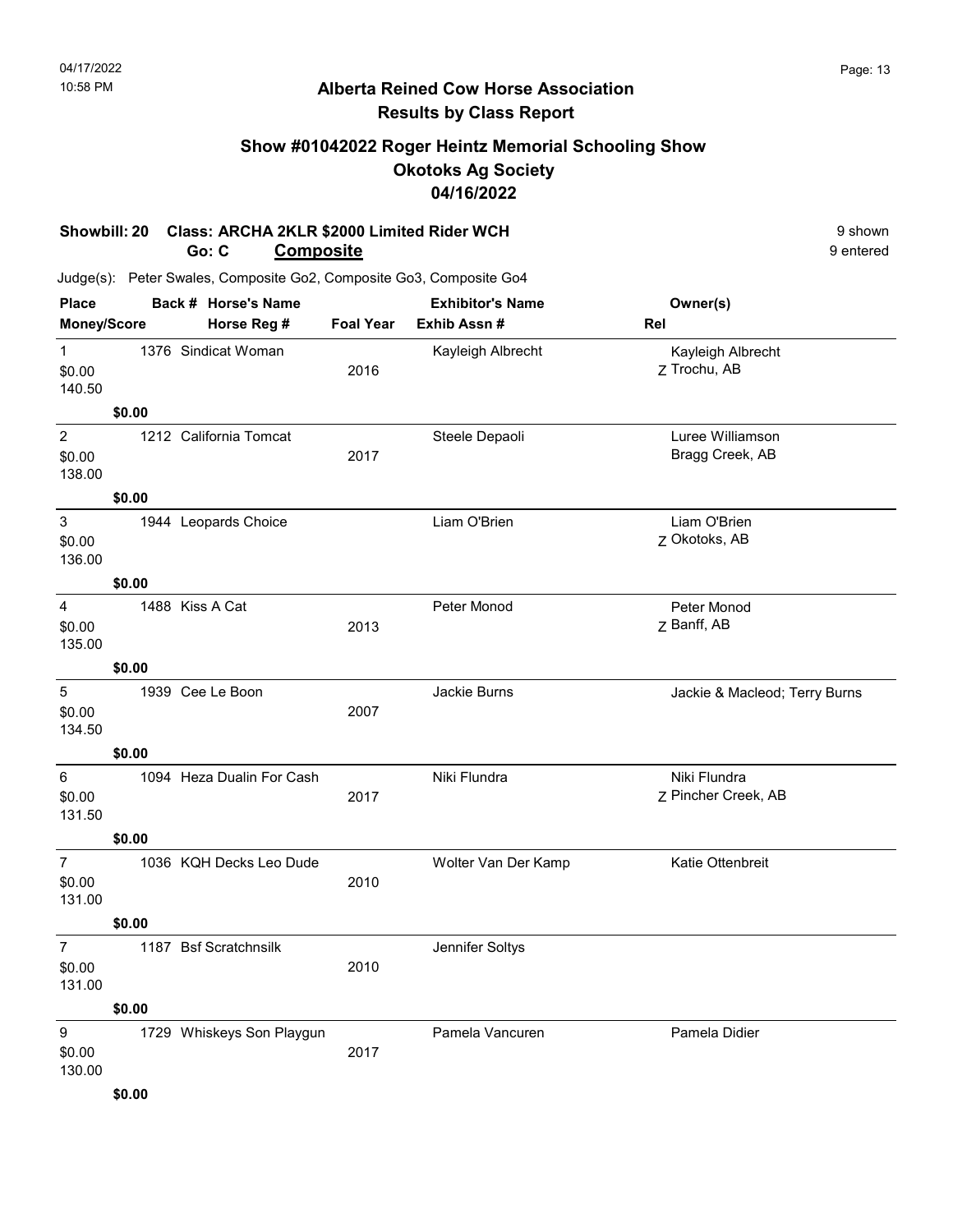## Alberta Reined Cow Horse Association
## Results by Class Report

### Show #01042022 Roger Heintz Memorial Schooling Show
### Okotoks Ag Society
### 04/16/2022

**Showbill: 20 Class: ARCHA 2KLR $2000 Limited Rider WCH** — 9 shown

**Go: C Composite** — 9 entered

Judge(s): Peter Swales, Composite Go2, Composite Go3, Composite Go4

| Place / Money/Score | Back # | Horse's Name / Horse Reg # | Foal Year | Exhibitor's Name / Exhib Assn # | Rel | Owner(s) |
|---|---|---|---|---|---|---|
| 1<br>$0.00<br>140.50<br>$0.00 | 1376 | Sindicat Woman | 2016 | Kayleigh Albrecht | Z | Kayleigh Albrecht<br>Trochu, AB |
| 2<br>$0.00<br>138.00<br>$0.00 | 1212 | California Tomcat | 2017 | Steele Depaoli | | Luree Williamson<br>Bragg Creek, AB |
| 3<br>$0.00<br>136.00<br>$0.00 | 1944 | Leopards Choice | | Liam O'Brien | Z | Liam O'Brien<br>Okotoks, AB |
| 4<br>$0.00<br>135.00<br>$0.00 | 1488 | Kiss A Cat | 2013 | Peter Monod | Z | Peter Monod<br>Banff, AB |
| 5<br>$0.00<br>134.50<br>$0.00 | 1939 | Cee Le Boon | 2007 | Jackie Burns | | Jackie & Macleod; Terry Burns |
| 6<br>$0.00<br>131.50<br>$0.00 | 1094 | Heza Dualin For Cash | 2017 | Niki Flundra | Z | Niki Flundra<br>Pincher Creek, AB |
| 7<br>$0.00<br>131.00<br>$0.00 | 1036 | KQH Decks Leo Dude | 2010 | Wolter Van Der Kamp | | Katie Ottenbreit |
| 7<br>$0.00<br>131.00<br>$0.00 | 1187 | Bsf Scratchnsilk | 2010 | Jennifer Soltys | | |
| 9<br>$0.00<br>130.00<br>$0.00 | 1729 | Whiskeys Son Playgun | 2017 | Pamela Vancuren | | Pamela Didier |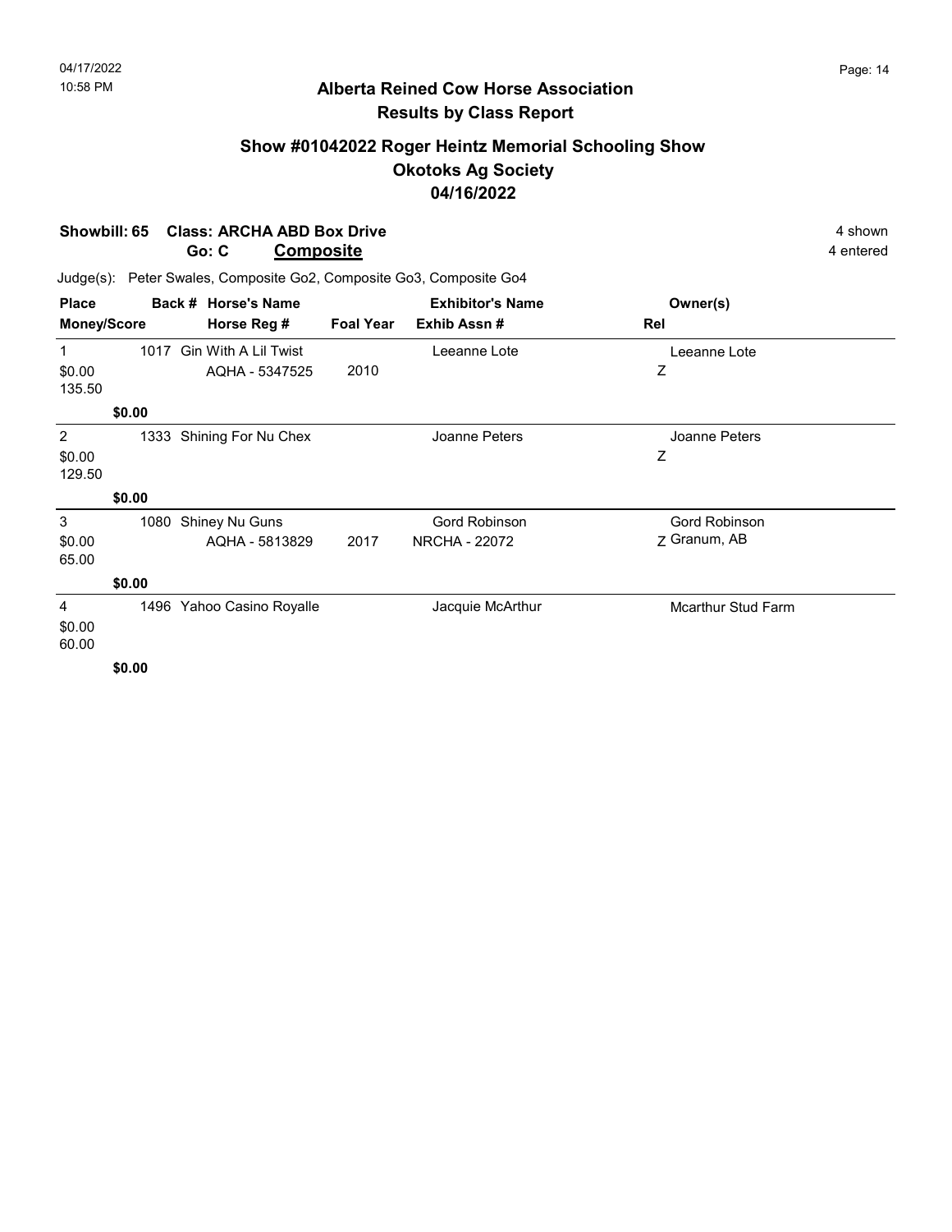## Alberta Reined Cow Horse Association
## Results by Class Report

### Show #01042022 Roger Heintz Memorial Schooling Show
### Okotoks Ag Society
### 04/16/2022

**Showbill: 65 Class: ARCHA ABD Box Drive** — 4 shown
**Go: C Composite** — 4 entered

Judge(s): Peter Swales, Composite Go2, Composite Go3, Composite Go4

| Place<br>Money/Score | Back # | Horse's Name<br>Horse Reg # | Foal Year | Exhibitor's Name<br>Exhib Assn # | Owner(s)<br>Rel |
|---|---|---|---|---|---|
| 1<br>$0.00<br>135.50<br>$0.00 | 1017 | Gin With A Lil Twist<br>AQHA - 5347525 | 2010 | Leeanne Lote | Leeanne Lote<br>Z |
| 2<br>$0.00<br>129.50<br>$0.00 | 1333 | Shining For Nu Chex | | Joanne Peters | Joanne Peters<br>Z |
| 3<br>$0.00<br>65.00<br>$0.00 | 1080 | Shiney Nu Guns<br>AQHA - 5813829 | 2017 | Gord Robinson<br>NRCHA - 22072 | Gord Robinson<br>Z Granum, AB |
| 4<br>$0.00<br>60.00<br>$0.00 | 1496 | Yahoo Casino Royalle | | Jacquie McArthur | Mcarthur Stud Farm |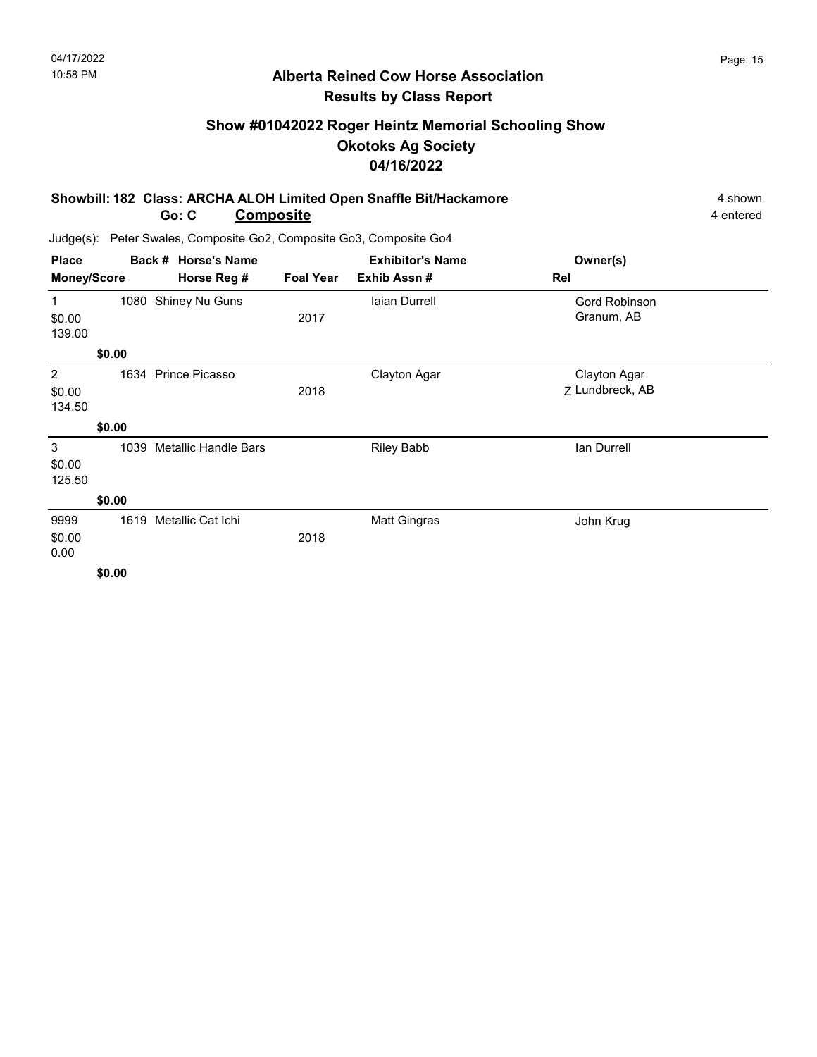## Alberta Reined Cow Horse Association
## Results by Class Report

### Show #01042022 Roger Heintz Memorial Schooling Show
### Okotoks Ag Society
### 04/16/2022

**Showbill: 182 Class: ARCHA ALOH Limited Open Snaffle Bit/Hackamore** — 4 shown
**Go: C Composite** — 4 entered

Judge(s): Peter Swales, Composite Go2, Composite Go3, Composite Go4

| Place / Money/Score | Back # | Horse's Name / Horse Reg # | Foal Year | Exhibitor's Name / Exhib Assn # | Rel | Owner(s) |
|---|---|---|---|---|---|---|
| 1 / $0.00 / 139.00 | 1080 | Shiney Nu Guns | 2017 | Iaian Durrell | | Gord Robinson, Granum, AB |
| $0.00 | | | | | | |
| 2 / $0.00 / 134.50 | 1634 | Prince Picasso | 2018 | Clayton Agar | Z | Clayton Agar, Lundbreck, AB |
| $0.00 | | | | | | |
| 3 / $0.00 / 125.50 | 1039 | Metallic Handle Bars | | Riley Babb | | Ian Durrell |
| $0.00 | | | | | | |
| 9999 / $0.00 / 0.00 | 1619 | Metallic Cat Ichi | 2018 | Matt Gingras | | John Krug |
| $0.00 | | | | | | |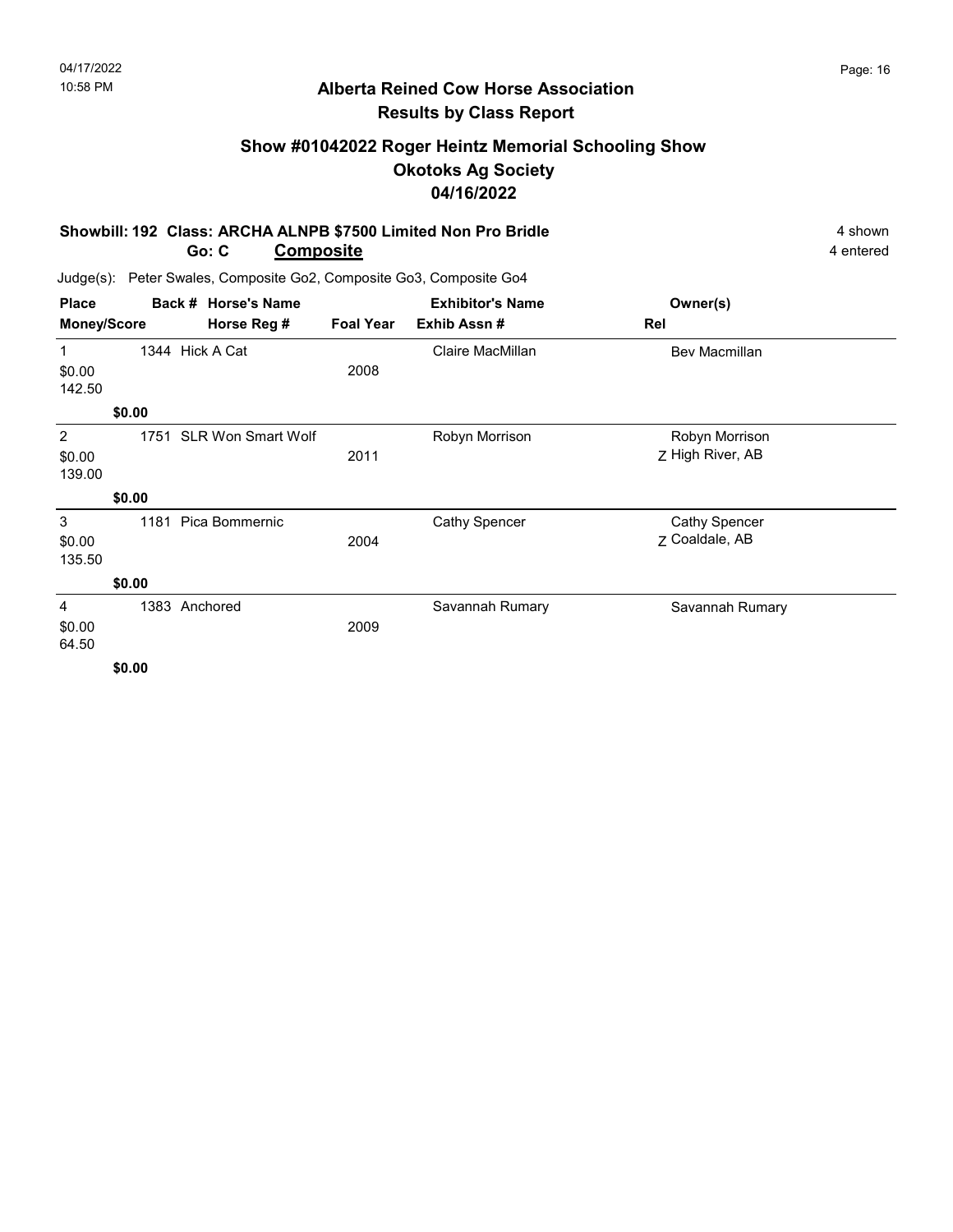## Alberta Reined Cow Horse Association
## Results by Class Report

### Show #01042022 Roger Heintz Memorial Schooling Show
### Okotoks Ag Society
### 04/16/2022

**Showbill: 192 Class: ARCHA ALNPB $7500 Limited Non Pro Bridle** — 4 shown
**Go: C Composite** — 4 entered

Judge(s): Peter Swales, Composite Go2, Composite Go3, Composite Go4

| Place / Money/Score | Back # | Horse's Name / Horse Reg # | Foal Year | Exhibitor's Name / Exhib Assn # | Owner(s) / Rel |
|---|---|---|---|---|---|
| 1<br>$0.00<br>142.50<br>$0.00 | 1344 | Hick A Cat | 2008 | Claire MacMillan | Bev Macmillan |
| 2<br>$0.00<br>139.00<br>$0.00 | 1751 | SLR Won Smart Wolf | 2011 | Robyn Morrison | Robyn Morrison<br>Z High River, AB |
| 3<br>$0.00<br>135.50<br>$0.00 | 1181 | Pica Bommernic | 2004 | Cathy Spencer | Cathy Spencer<br>Z Coaldale, AB |
| 4<br>$0.00<br>64.50<br>$0.00 | 1383 | Anchored | 2009 | Savannah Rumary | Savannah Rumary |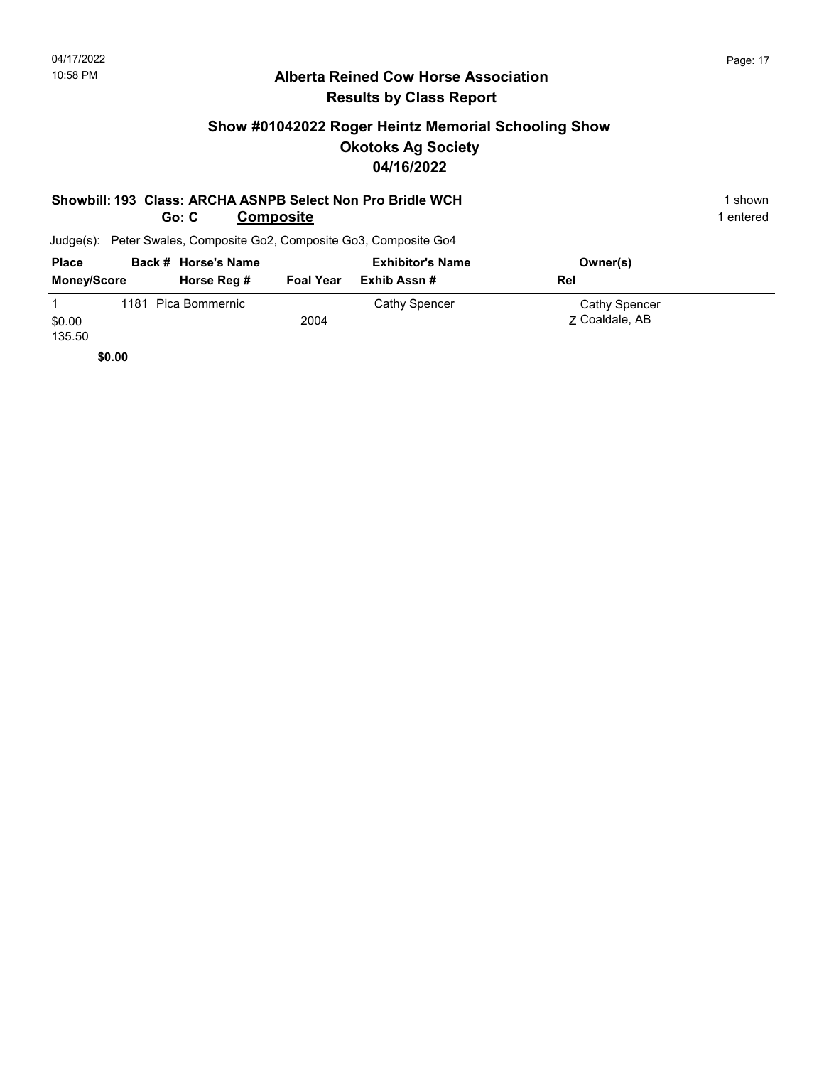## Alberta Reined Cow Horse Association
## Results by Class Report

### Show #01042022 Roger Heintz Memorial Schooling Show
### Okotoks Ag Society
### 04/16/2022

**Showbill: 193 Class: ARCHA ASNPB Select Non Pro Bridle WCH** — 1 shown

**Go: C Composite** — 1 entered

Judge(s): Peter Swales, Composite Go2, Composite Go3, Composite Go4

| Place / Money/Score | Back # | Horse's Name / Horse Reg # | Foal Year | Exhibitor's Name / Exhib Assn # | Owner(s) / Rel |
|---|---|---|---|---|---|
| 1 / $0.00 / 135.50 | 1181 | Pica Bommernic | 2004 | Cathy Spencer | Cathy Spencer / Z Coaldale, AB |

**$0.00**